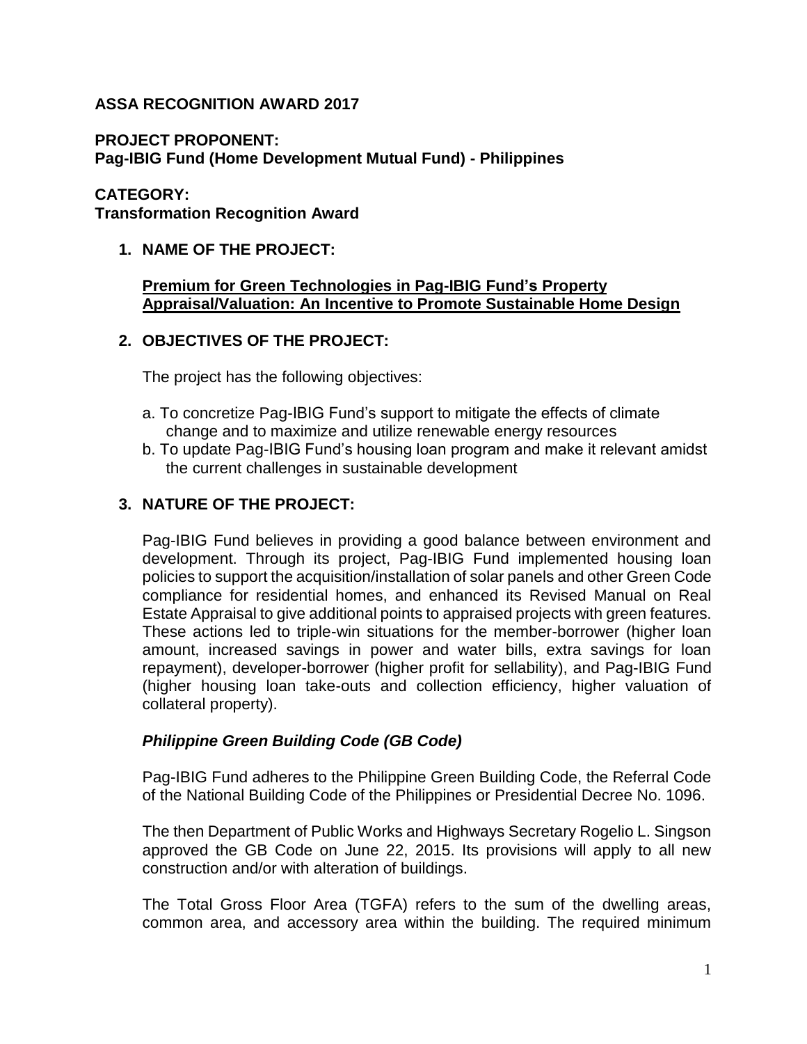**ASSA RECOGNITION AWARD 2017**

**PROJECT PROPONENT:**
**Pag-IBIG Fund (Home Development Mutual Fund) - Philippines**

**CATEGORY:**
**Transformation Recognition Award**

## 1. NAME OF THE PROJECT:

**Premium for Green Technologies in Pag-IBIG Fund's Property Appraisal/Valuation: An Incentive to Promote Sustainable Home Design**

## 2. OBJECTIVES OF THE PROJECT:

The project has the following objectives:

a. To concretize Pag-IBIG Fund's support to mitigate the effects of climate change and to maximize and utilize renewable energy resources

b. To update Pag-IBIG Fund's housing loan program and make it relevant amidst the current challenges in sustainable development

## 3. NATURE OF THE PROJECT:

Pag-IBIG Fund believes in providing a good balance between environment and development. Through its project, Pag-IBIG Fund implemented housing loan policies to support the acquisition/installation of solar panels and other Green Code compliance for residential homes, and enhanced its Revised Manual on Real Estate Appraisal to give additional points to appraised projects with green features. These actions led to triple-win situations for the member-borrower (higher loan amount, increased savings in power and water bills, extra savings for loan repayment), developer-borrower (higher profit for sellability), and Pag-IBIG Fund (higher housing loan take-outs and collection efficiency, higher valuation of collateral property).

### *Philippine Green Building Code (GB Code)*

Pag-IBIG Fund adheres to the Philippine Green Building Code, the Referral Code of the National Building Code of the Philippines or Presidential Decree No. 1096.

The then Department of Public Works and Highways Secretary Rogelio L. Singson approved the GB Code on June 22, 2015. Its provisions will apply to all new construction and/or with alteration of buildings.

The Total Gross Floor Area (TGFA) refers to the sum of the dwelling areas, common area, and accessory area within the building. The required minimum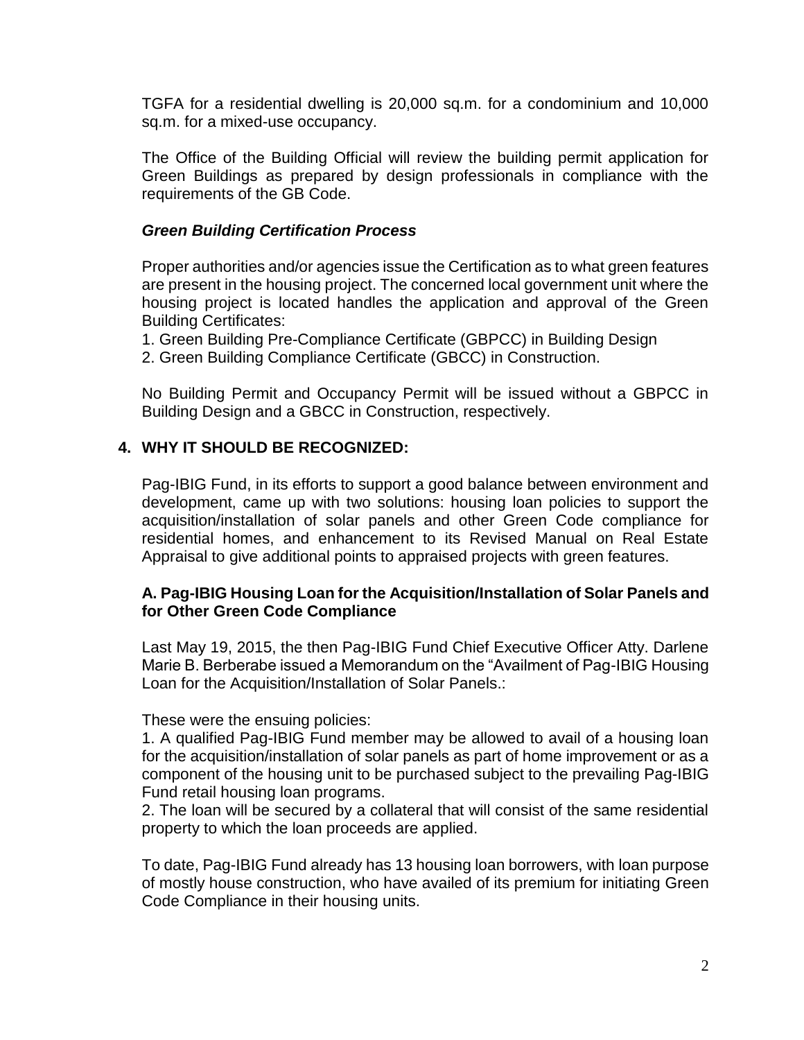TGFA for a residential dwelling is 20,000 sq.m. for a condominium and 10,000 sq.m. for a mixed-use occupancy.

The Office of the Building Official will review the building permit application for Green Buildings as prepared by design professionals in compliance with the requirements of the GB Code.

***Green Building Certification Process***

Proper authorities and/or agencies issue the Certification as to what green features are present in the housing project. The concerned local government unit where the housing project is located handles the application and approval of the Green Building Certificates:

1. Green Building Pre-Compliance Certificate (GBPCC) in Building Design
2. Green Building Compliance Certificate (GBCC) in Construction.

No Building Permit and Occupancy Permit will be issued without a GBPCC in Building Design and a GBCC in Construction, respectively.

## 4. WHY IT SHOULD BE RECOGNIZED:

Pag-IBIG Fund, in its efforts to support a good balance between environment and development, came up with two solutions: housing loan policies to support the acquisition/installation of solar panels and other Green Code compliance for residential homes, and enhancement to its Revised Manual on Real Estate Appraisal to give additional points to appraised projects with green features.

### A. Pag-IBIG Housing Loan for the Acquisition/Installation of Solar Panels and for Other Green Code Compliance

Last May 19, 2015, the then Pag-IBIG Fund Chief Executive Officer Atty. Darlene Marie B. Berberabe issued a Memorandum on the "Availment of Pag-IBIG Housing Loan for the Acquisition/Installation of Solar Panels.:

These were the ensuing policies:

1. A qualified Pag-IBIG Fund member may be allowed to avail of a housing loan for the acquisition/installation of solar panels as part of home improvement or as a component of the housing unit to be purchased subject to the prevailing Pag-IBIG Fund retail housing loan programs.
2. The loan will be secured by a collateral that will consist of the same residential property to which the loan proceeds are applied.

To date, Pag-IBIG Fund already has 13 housing loan borrowers, with loan purpose of mostly house construction, who have availed of its premium for initiating Green Code Compliance in their housing units.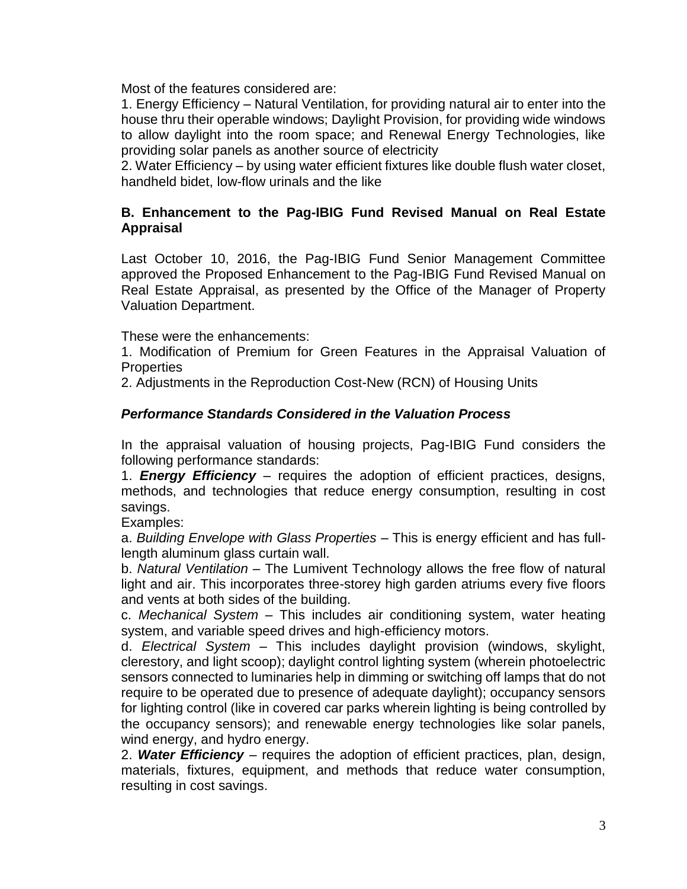Most of the features considered are:

1. Energy Efficiency – Natural Ventilation, for providing natural air to enter into the house thru their operable windows; Daylight Provision, for providing wide windows to allow daylight into the room space; and Renewal Energy Technologies, like providing solar panels as another source of electricity
2. Water Efficiency – by using water efficient fixtures like double flush water closet, handheld bidet, low-flow urinals and the like

**B. Enhancement to the Pag-IBIG Fund Revised Manual on Real Estate Appraisal**

Last October 10, 2016, the Pag-IBIG Fund Senior Management Committee approved the Proposed Enhancement to the Pag-IBIG Fund Revised Manual on Real Estate Appraisal, as presented by the Office of the Manager of Property Valuation Department.

These were the enhancements:

1. Modification of Premium for Green Features in the Appraisal Valuation of Properties
2. Adjustments in the Reproduction Cost-New (RCN) of Housing Units

***Performance Standards Considered in the Valuation Process***

In the appraisal valuation of housing projects, Pag-IBIG Fund considers the following performance standards:

1. ***Energy Efficiency*** – requires the adoption of efficient practices, designs, methods, and technologies that reduce energy consumption, resulting in cost savings.

Examples:

a. *Building Envelope with Glass Properties* – This is energy efficient and has full-length aluminum glass curtain wall.

b. *Natural Ventilation* – The Lumivent Technology allows the free flow of natural light and air. This incorporates three-storey high garden atriums every five floors and vents at both sides of the building.

c. *Mechanical System* – This includes air conditioning system, water heating system, and variable speed drives and high-efficiency motors.

d. *Electrical System* – This includes daylight provision (windows, skylight, clerestory, and light scoop); daylight control lighting system (wherein photoelectric sensors connected to luminaries help in dimming or switching off lamps that do not require to be operated due to presence of adequate daylight); occupancy sensors for lighting control (like in covered car parks wherein lighting is being controlled by the occupancy sensors); and renewable energy technologies like solar panels, wind energy, and hydro energy.

2. ***Water Efficiency*** – requires the adoption of efficient practices, plan, design, materials, fixtures, equipment, and methods that reduce water consumption, resulting in cost savings.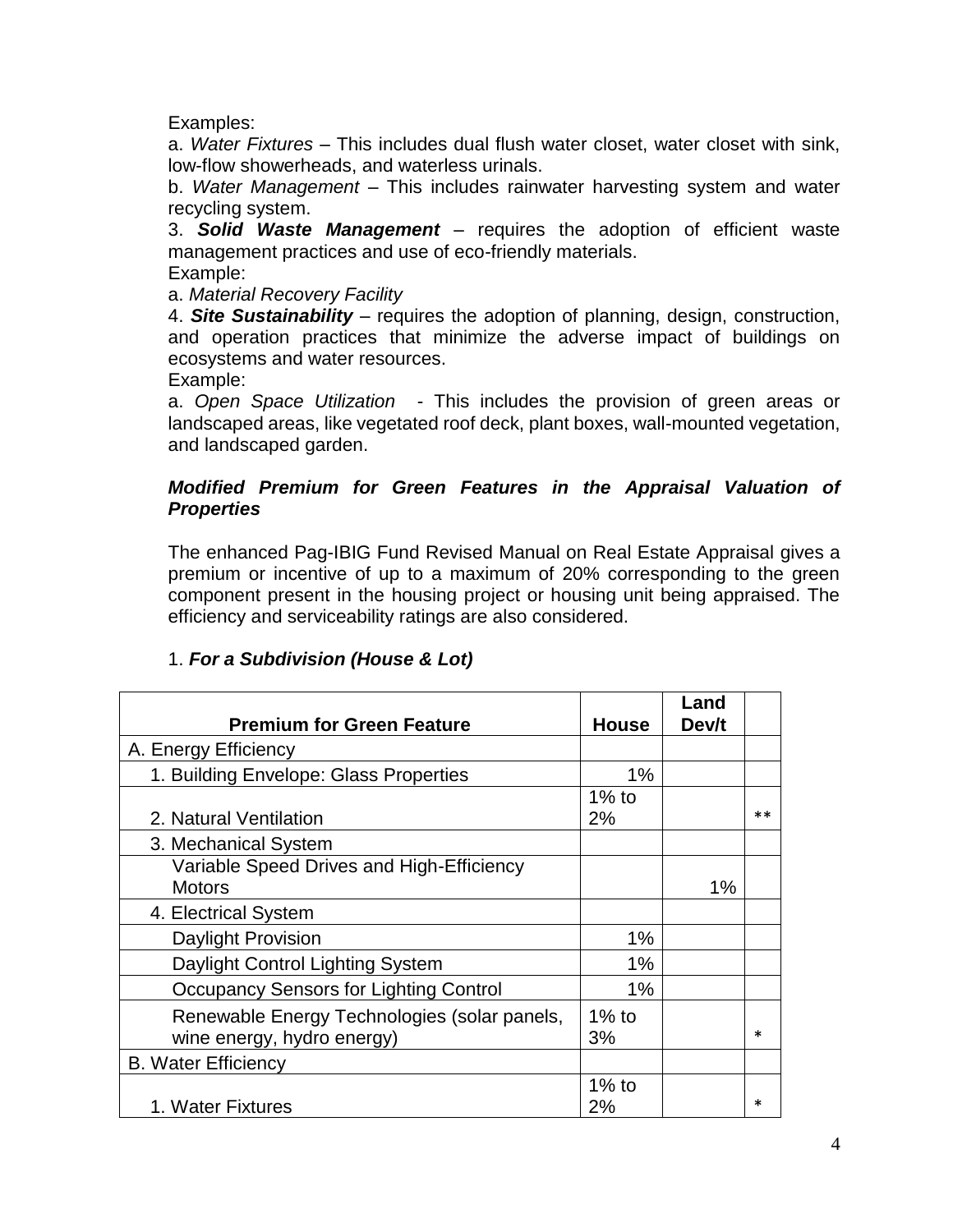Examples:

a. *Water Fixtures* – This includes dual flush water closet, water closet with sink, low-flow showerheads, and waterless urinals.

b. *Water Management* – This includes rainwater harvesting system and water recycling system.

3. ***Solid Waste Management*** – requires the adoption of efficient waste management practices and use of eco-friendly materials.

Example:

a. *Material Recovery Facility*

4. ***Site Sustainability*** – requires the adoption of planning, design, construction, and operation practices that minimize the adverse impact of buildings on ecosystems and water resources.

Example:

a. *Open Space Utilization* - This includes the provision of green areas or landscaped areas, like vegetated roof deck, plant boxes, wall-mounted vegetation, and landscaped garden.

***Modified Premium for Green Features in the Appraisal Valuation of Properties***

The enhanced Pag-IBIG Fund Revised Manual on Real Estate Appraisal gives a premium or incentive of up to a maximum of 20% corresponding to the green component present in the housing project or housing unit being appraised. The efficiency and serviceability ratings are also considered.

1. ***For a Subdivision (House & Lot)***

| Premium for Green Feature | House | Land Dev/t | |
|---|---|---|---|
| A. Energy Efficiency | | | |
| 1. Building Envelope: Glass Properties | 1% | | |
| 2. Natural Ventilation | 1% to 2% | | ** |
| 3. Mechanical System | | | |
| Variable Speed Drives and High-Efficiency Motors | | 1% | |
| 4. Electrical System | | | |
| Daylight Provision | 1% | | |
| Daylight Control Lighting System | 1% | | |
| Occupancy Sensors for Lighting Control | 1% | | |
| Renewable Energy Technologies (solar panels, wine energy, hydro energy) | 1% to 3% | | * |
| B. Water Efficiency | | | |
| 1. Water Fixtures | 1% to 2% | | * |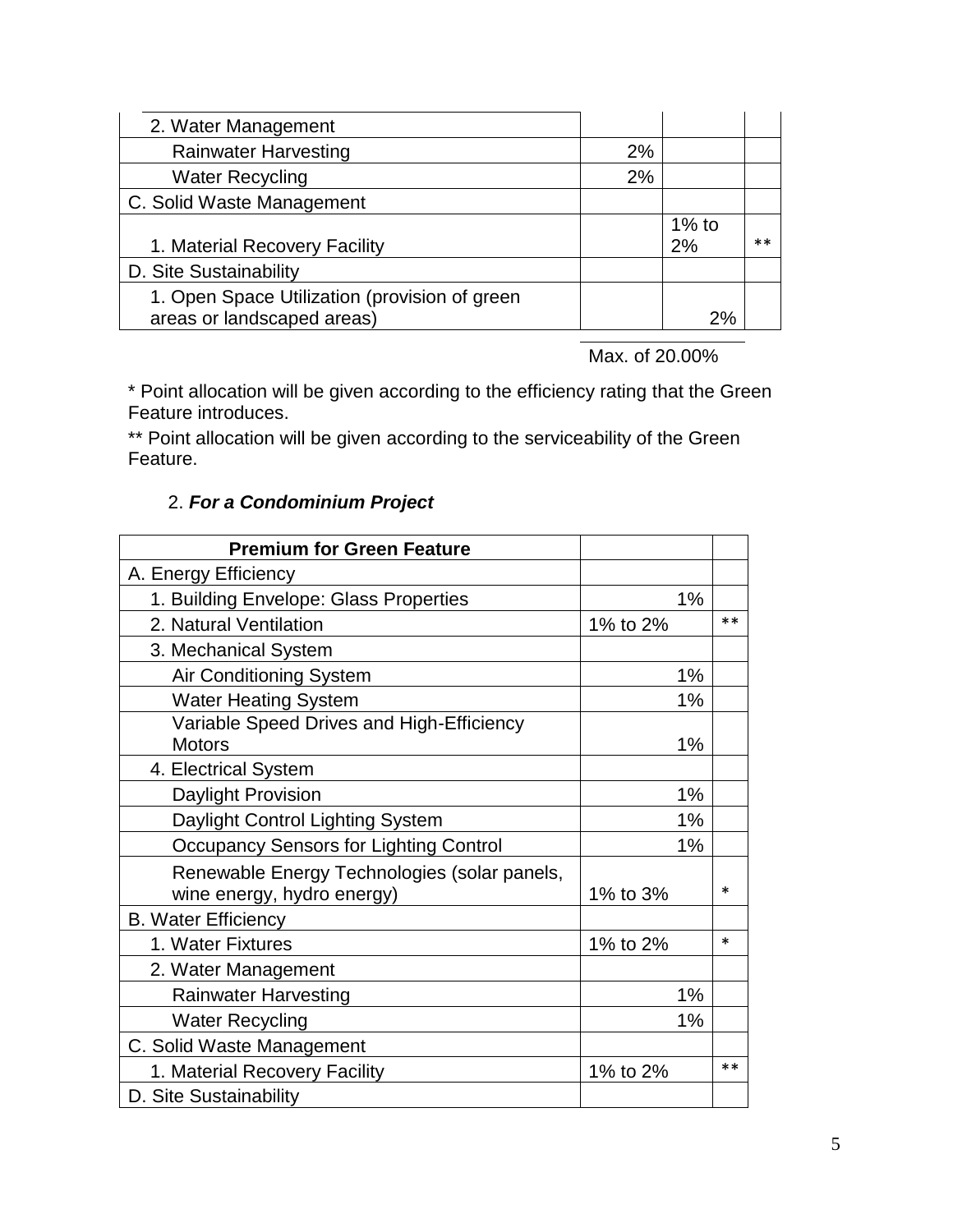| | | | |
|---|---|---|---|
| 2. Water Management | | | |
| Rainwater Harvesting | 2% | | |
| Water Recycling | 2% | | |
| C. Solid Waste Management | | | |
| 1. Material Recovery Facility | | 1% to 2% | ** |
| D. Site Sustainability | | | |
| 1. Open Space Utilization (provision of green areas or landscaped areas) | | 2% | |
| | | Max. of 20.00% | |

* Point allocation will be given according to the efficiency rating that the Green Feature introduces.

** Point allocation will be given according to the serviceability of the Green Feature.

2. ***For a Condominium Project***

| Premium for Green Feature | | |
|---|---|---|
| A. Energy Efficiency | | |
| 1. Building Envelope: Glass Properties | 1% | |
| 2. Natural Ventilation | 1% to 2% | ** |
| 3. Mechanical System | | |
| Air Conditioning System | 1% | |
| Water Heating System | 1% | |
| Variable Speed Drives and High-Efficiency Motors | 1% | |
| 4. Electrical System | | |
| Daylight Provision | 1% | |
| Daylight Control Lighting System | 1% | |
| Occupancy Sensors for Lighting Control | 1% | |
| Renewable Energy Technologies (solar panels, wine energy, hydro energy) | 1% to 3% | * |
| B. Water Efficiency | | |
| 1. Water Fixtures | 1% to 2% | * |
| 2. Water Management | | |
| Rainwater Harvesting | 1% | |
| Water Recycling | 1% | |
| C. Solid Waste Management | | |
| 1. Material Recovery Facility | 1% to 2% | ** |
| D. Site Sustainability | | |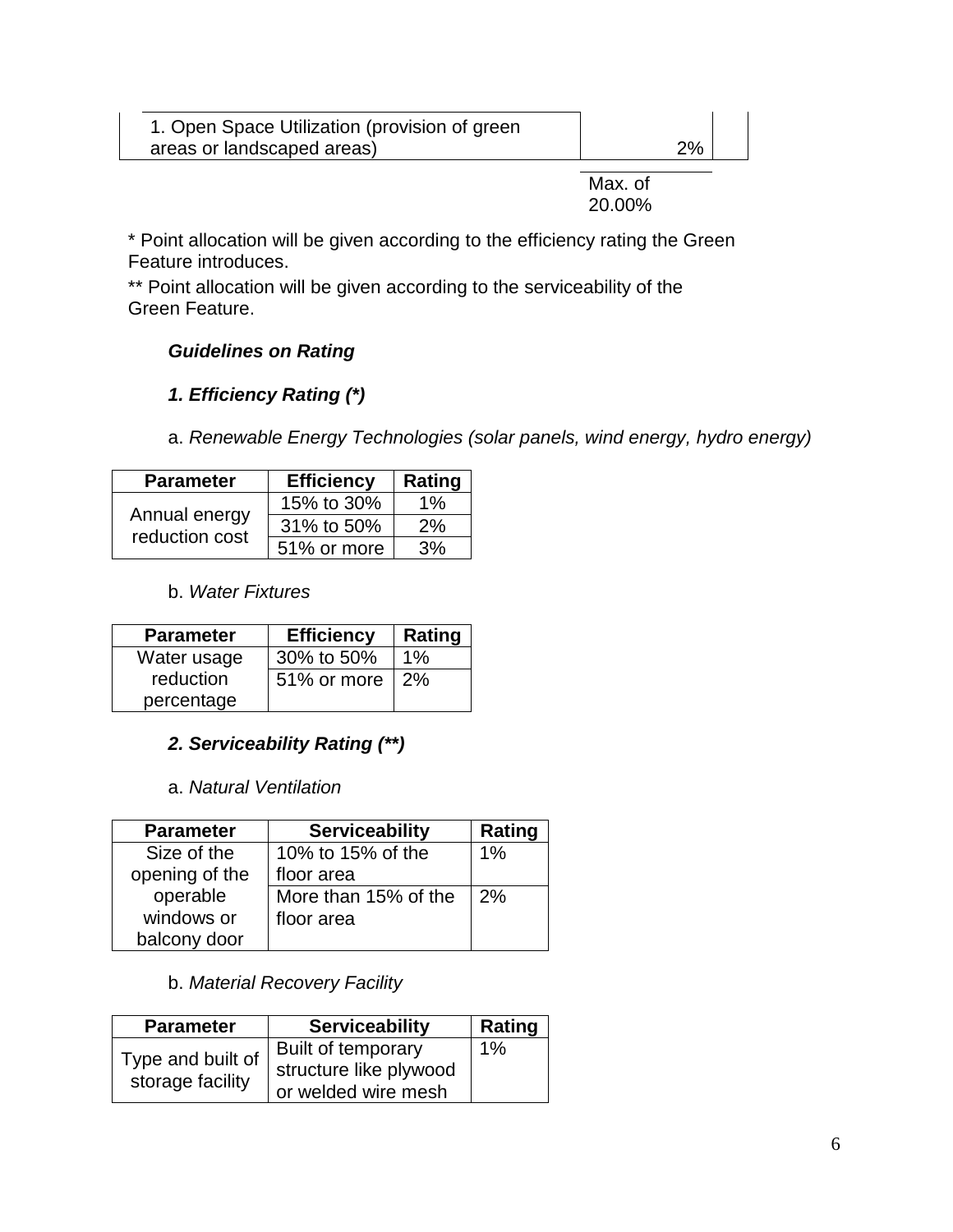| | | |
|---|---|---|
| 1. Open Space Utilization (provision of green areas or landscaped areas) | 2% | |
| | Max. of 20.00% | |

\* Point allocation will be given according to the efficiency rating the Green Feature introduces.

\*\* Point allocation will be given according to the serviceability of the Green Feature.

***Guidelines on Rating***

***1. Efficiency Rating (\*)***

a. *Renewable Energy Technologies (solar panels, wind energy, hydro energy)*

| Parameter | Efficiency | Rating |
|---|---|---|
| Annual energy reduction cost | 15% to 30% | 1% |
| | 31% to 50% | 2% |
| | 51% or more | 3% |

b. *Water Fixtures*

| Parameter | Efficiency | Rating |
|---|---|---|
| Water usage reduction percentage | 30% to 50% | 1% |
| | 51% or more | 2% |

***2. Serviceability Rating (\*\*)***

a. *Natural Ventilation*

| Parameter | Serviceability | Rating |
|---|---|---|
| Size of the opening of the operable windows or balcony door | 10% to 15% of the floor area | 1% |
| | More than 15% of the floor area | 2% |

b. *Material Recovery Facility*

| Parameter | Serviceability | Rating |
|---|---|---|
| Type and built of storage facility | Built of temporary structure like plywood or welded wire mesh | 1% |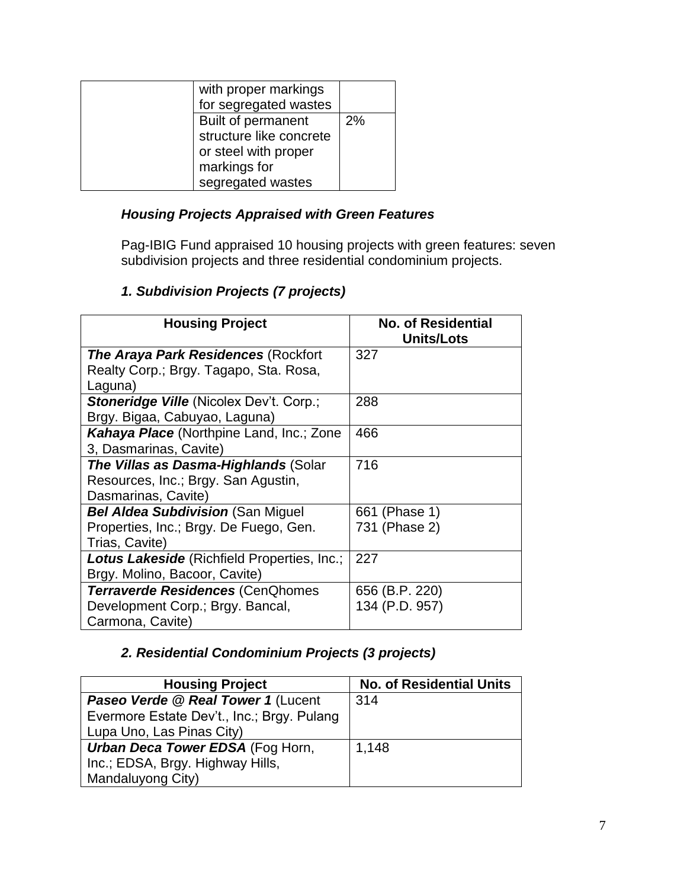| | | |
|---|---|---|
| | with proper markings for segregated wastes | |
| | Built of permanent structure like concrete or steel with proper markings for segregated wastes | 2% |

### *Housing Projects Appraised with Green Features*

Pag-IBIG Fund appraised 10 housing projects with green features: seven subdivision projects and three residential condominium projects.

### *1. Subdivision Projects (7 projects)*

| Housing Project | No. of Residential Units/Lots |
|---|---|
| ***The Araya Park Residences*** (Rockfort Realty Corp.; Brgy. Tagapo, Sta. Rosa, Laguna) | 327 |
| ***Stoneridge Ville*** (Nicolex Dev't. Corp.; Brgy. Bigaa, Cabuyao, Laguna) | 288 |
| ***Kahaya Place*** (Northpine Land, Inc.; Zone 3, Dasmarinas, Cavite) | 466 |
| ***The Villas as Dasma-Highlands*** (Solar Resources, Inc.; Brgy. San Agustin, Dasmarinas, Cavite) | 716 |
| ***Bel Aldea Subdivision*** (San Miguel Properties, Inc.; Brgy. De Fuego, Gen. Trias, Cavite) | 661 (Phase 1)<br>731 (Phase 2) |
| ***Lotus Lakeside*** (Richfield Properties, Inc.; Brgy. Molino, Bacoor, Cavite) | 227 |
| ***Terraverde Residences*** (CenQhomes Development Corp.; Brgy. Bancal, Carmona, Cavite) | 656 (B.P. 220)<br>134 (P.D. 957) |

### *2. Residential Condominium Projects (3 projects)*

| Housing Project | No. of Residential Units |
|---|---|
| ***Paseo Verde @ Real Tower 1*** (Lucent Evermore Estate Dev't., Inc.; Brgy. Pulang Lupa Uno, Las Pinas City) | 314 |
| ***Urban Deca Tower EDSA*** (Fog Horn, Inc.; EDSA, Brgy. Highway Hills, Mandaluyong City) | 1,148 |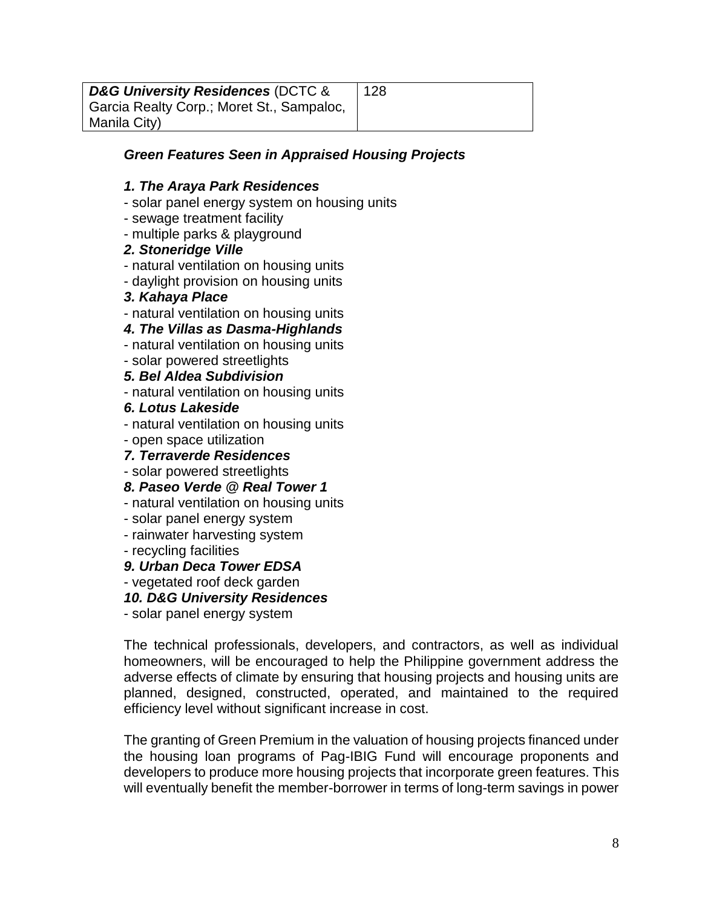| **_D&G University Residences_** (DCTC & Garcia Realty Corp.; Moret St., Sampaloc, Manila City) | 128 |
|---|---|

***Green Features Seen in Appraised Housing Projects***

***1. The Araya Park Residences***

- solar panel energy system on housing units
- sewage treatment facility
- multiple parks & playground

***2. Stoneridge Ville***

- natural ventilation on housing units
- daylight provision on housing units

***3. Kahaya Place***

- natural ventilation on housing units

***4. The Villas as Dasma-Highlands***

- natural ventilation on housing units
- solar powered streetlights

***5. Bel Aldea Subdivision***

- natural ventilation on housing units

***6. Lotus Lakeside***

- natural ventilation on housing units
- open space utilization

***7. Terraverde Residences***

- solar powered streetlights

***8. Paseo Verde @ Real Tower 1***

- natural ventilation on housing units
- solar panel energy system
- rainwater harvesting system
- recycling facilities

***9. Urban Deca Tower EDSA***

- vegetated roof deck garden

***10. D&G University Residences***

- solar panel energy system

The technical professionals, developers, and contractors, as well as individual homeowners, will be encouraged to help the Philippine government address the adverse effects of climate by ensuring that housing projects and housing units are planned, designed, constructed, operated, and maintained to the required efficiency level without significant increase in cost.

The granting of Green Premium in the valuation of housing projects financed under the housing loan programs of Pag-IBIG Fund will encourage proponents and developers to produce more housing projects that incorporate green features. This will eventually benefit the member-borrower in terms of long-term savings in power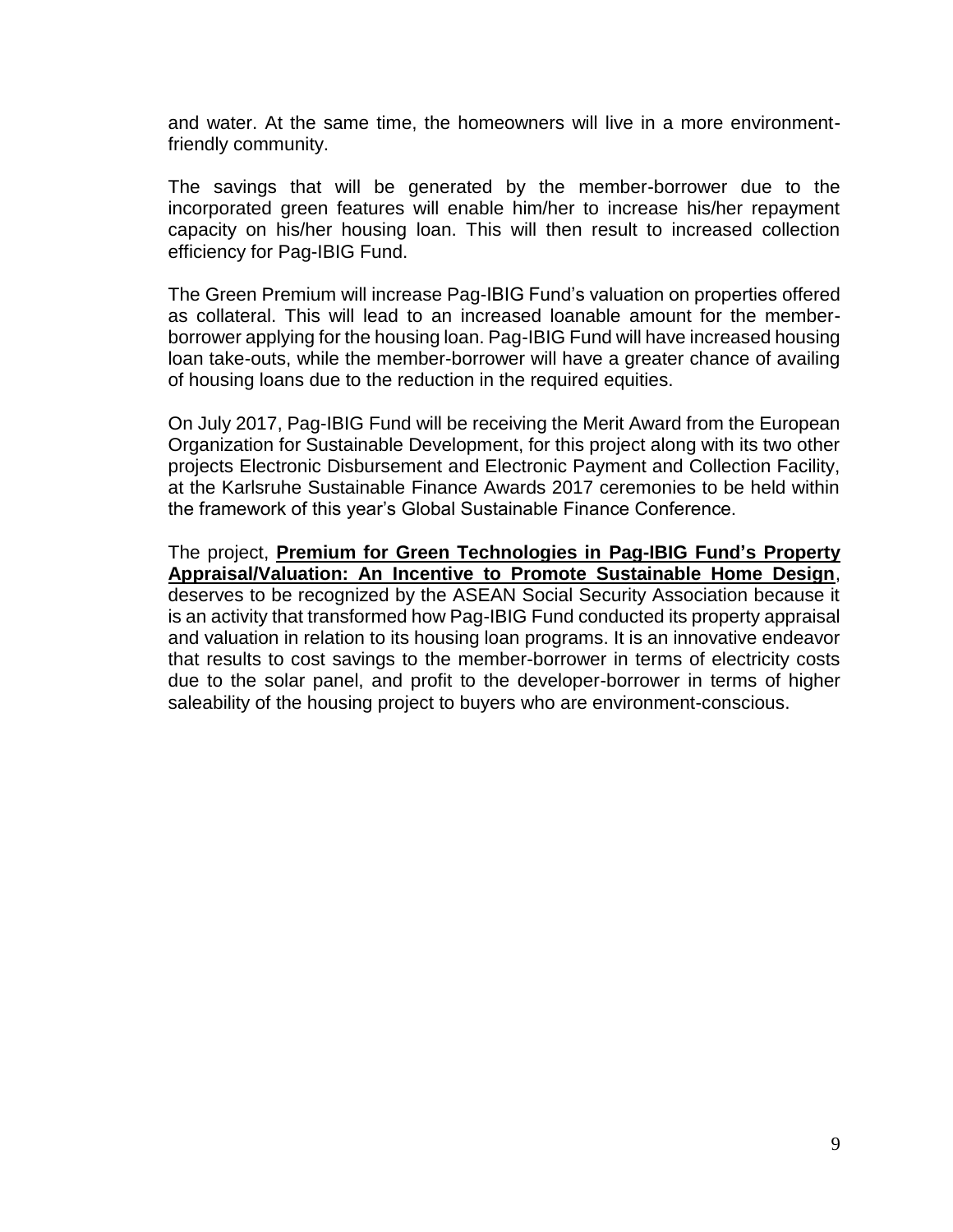and water. At the same time, the homeowners will live in a more environment-friendly community.

The savings that will be generated by the member-borrower due to the incorporated green features will enable him/her to increase his/her repayment capacity on his/her housing loan. This will then result to increased collection efficiency for Pag-IBIG Fund.

The Green Premium will increase Pag-IBIG Fund's valuation on properties offered as collateral. This will lead to an increased loanable amount for the member-borrower applying for the housing loan. Pag-IBIG Fund will have increased housing loan take-outs, while the member-borrower will have a greater chance of availing of housing loans due to the reduction in the required equities.

On July 2017, Pag-IBIG Fund will be receiving the Merit Award from the European Organization for Sustainable Development, for this project along with its two other projects Electronic Disbursement and Electronic Payment and Collection Facility, at the Karlsruhe Sustainable Finance Awards 2017 ceremonies to be held within the framework of this year's Global Sustainable Finance Conference.

The project, **<u>Premium for Green Technologies in Pag-IBIG Fund's Property Appraisal/Valuation: An Incentive to Promote Sustainable Home Design</u>**, deserves to be recognized by the ASEAN Social Security Association because it is an activity that transformed how Pag-IBIG Fund conducted its property appraisal and valuation in relation to its housing loan programs. It is an innovative endeavor that results to cost savings to the member-borrower in terms of electricity costs due to the solar panel, and profit to the developer-borrower in terms of higher saleability of the housing project to buyers who are environment-conscious.